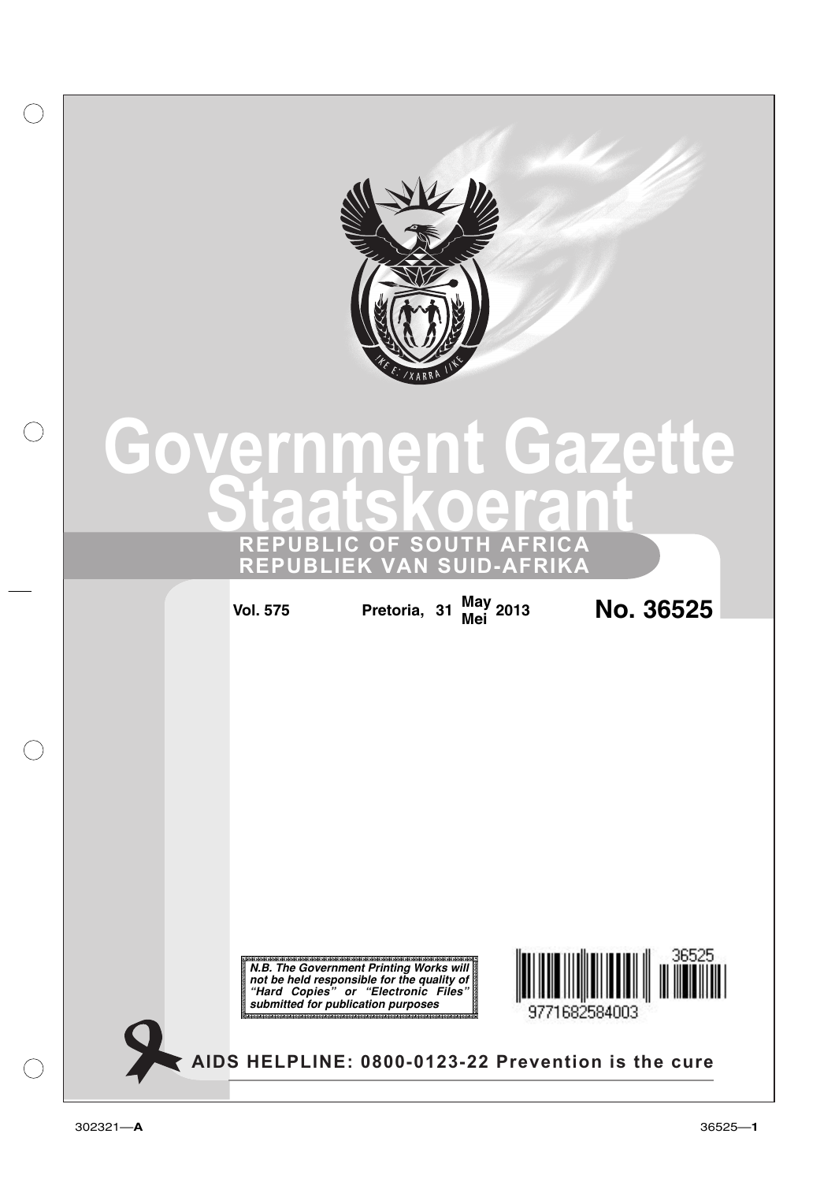# Government Gazette
# Staatskoerant

## REPUBLIC OF SOUTH AFRICA
## REPUBLIEK VAN SUID-AFRIKA

**Vol. 575** **Pretoria, 31 May/Mei 2013** **No. 36525**

***N.B. The Government Printing Works will not be held responsible for the quality of "Hard Copies" or "Electronic Files" submitted for publication purposes***

9771682584003 36525

**AIDS HELPLINE: 0800-0123-22 Prevention is the cure**

302321—**A**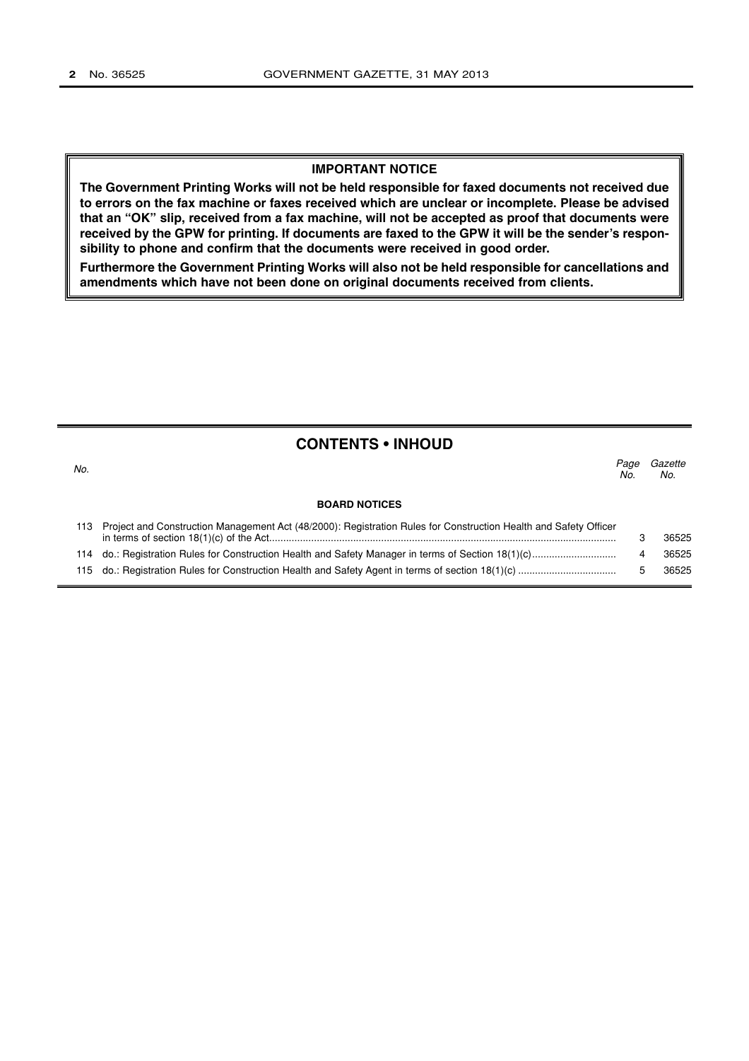**IMPORTANT NOTICE**

**The Government Printing Works will not be held responsible for faxed documents not received due to errors on the fax machine or faxes received which are unclear or incomplete. Please be advised that an "OK" slip, received from a fax machine, will not be accepted as proof that documents were received by the GPW for printing. If documents are faxed to the GPW it will be the sender's responsibility to phone and confirm that the documents were received in good order.**

**Furthermore the Government Printing Works will also not be held responsible for cancellations and amendments which have not been done on original documents received from clients.**

## CONTENTS • INHOUD

| *No.* | | *Page No.* | *Gazette No.* |
|---|---|---|---|
| | **BOARD NOTICES** | | |
| 113 | Project and Construction Management Act (48/2000): Registration Rules for Construction Health and Safety Officer in terms of section 18(1)(c) of the Act | 3 | 36525 |
| 114 | do.: Registration Rules for Construction Health and Safety Manager in terms of Section 18(1)(c) | 4 | 36525 |
| 115 | do.: Registration Rules for Construction Health and Safety Agent in terms of section 18(1)(c) | 5 | 36525 |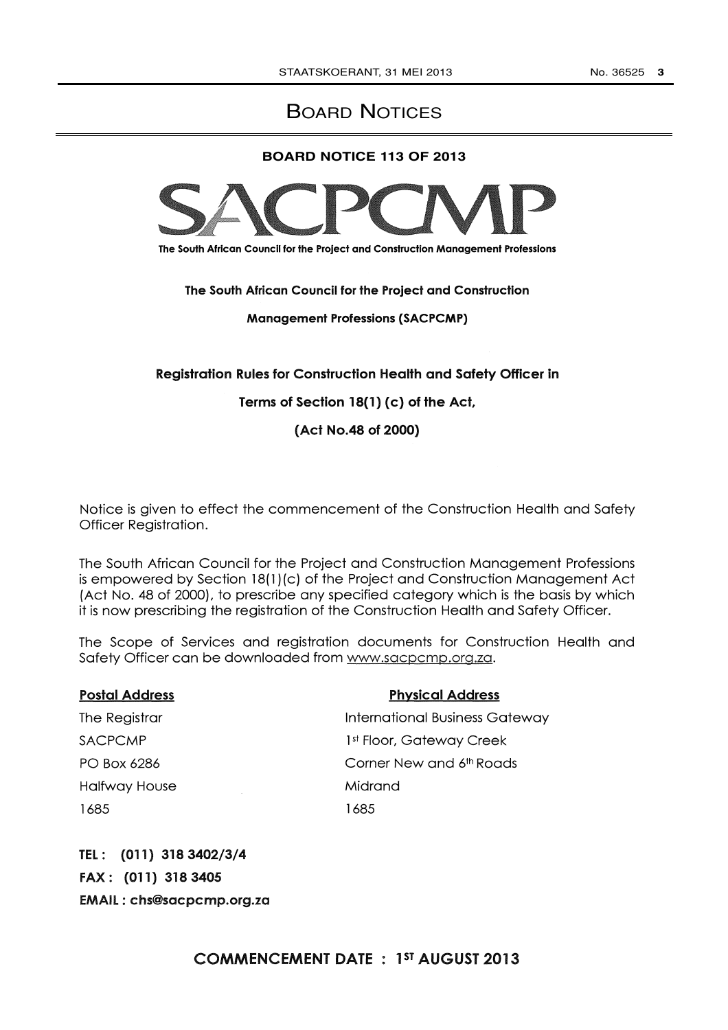# Board Notices

## BOARD NOTICE 113 OF 2013

SACPCMP

The South African Council for the Project and Construction Management Professions

**The South African Council for the Project and Construction Management Professions (SACPCMP)**

**Registration Rules for Construction Health and Safety Officer in Terms of Section 18(1) (c) of the Act, (Act No.48 of 2000)**

Notice is given to effect the commencement of the Construction Health and Safety Officer Registration.

The South African Council for the Project and Construction Management Professions is empowered by Section 18(1)(c) of the Project and Construction Management Act (Act No. 48 of 2000), to prescribe any specified category which is the basis by which it is now prescribing the registration of the Construction Health and Safety Officer.

The Scope of Services and registration documents for Construction Health and Safety Officer can be downloaded from www.sacpcmp.org.za.

**Postal Address**

The Registrar
SACPCMP
PO Box 6286
Halfway House
1685

**Physical Address**

International Business Gateway
1st Floor, Gateway Creek
Corner New and 6th Roads
Midrand
1685

**TEL: (011) 318 3402/3/4**
**FAX: (011) 318 3405**
**EMAIL: chs@sacpcmp.org.za**

**COMMENCEMENT DATE : 1ST AUGUST 2013**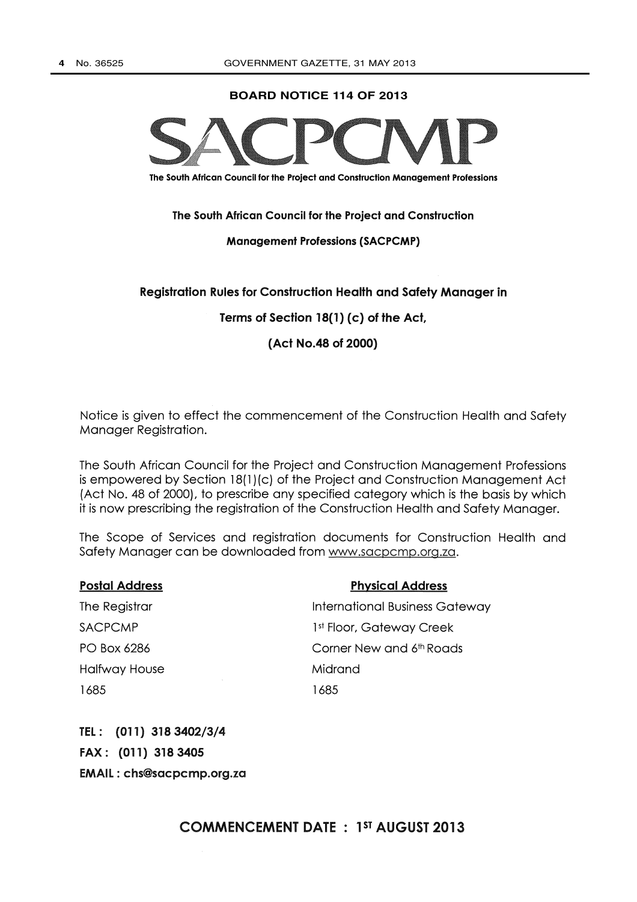**BOARD NOTICE 114 OF 2013**

# SACPCMP

The South African Council for the Project and Construction Management Professions

**The South African Council for the Project and Construction Management Professions (SACPCMP)**

**Registration Rules for Construction Health and Safety Manager in Terms of Section 18(1) (c) of the Act, (Act No.48 of 2000)**

Notice is given to effect the commencement of the Construction Health and Safety Manager Registration.

The South African Council for the Project and Construction Management Professions is empowered by Section 18(1)(c) of the Project and Construction Management Act (Act No. 48 of 2000), to prescribe any specified category which is the basis by which it is now prescribing the registration of the Construction Health and Safety Manager.

The Scope of Services and registration documents for Construction Health and Safety Manager can be downloaded from www.sacpcmp.org.za.

**Postal Address**

The Registrar
SACPCMP
PO Box 6286
Halfway House
1685

**Physical Address**

International Business Gateway
1st Floor, Gateway Creek
Corner New and 6th Roads
Midrand
1685

**TEL : (011) 318 3402/3/4**
**FAX : (011) 318 3405**
**EMAIL : chs@sacpcmp.org.za**

**COMMENCEMENT DATE : 1ST AUGUST 2013**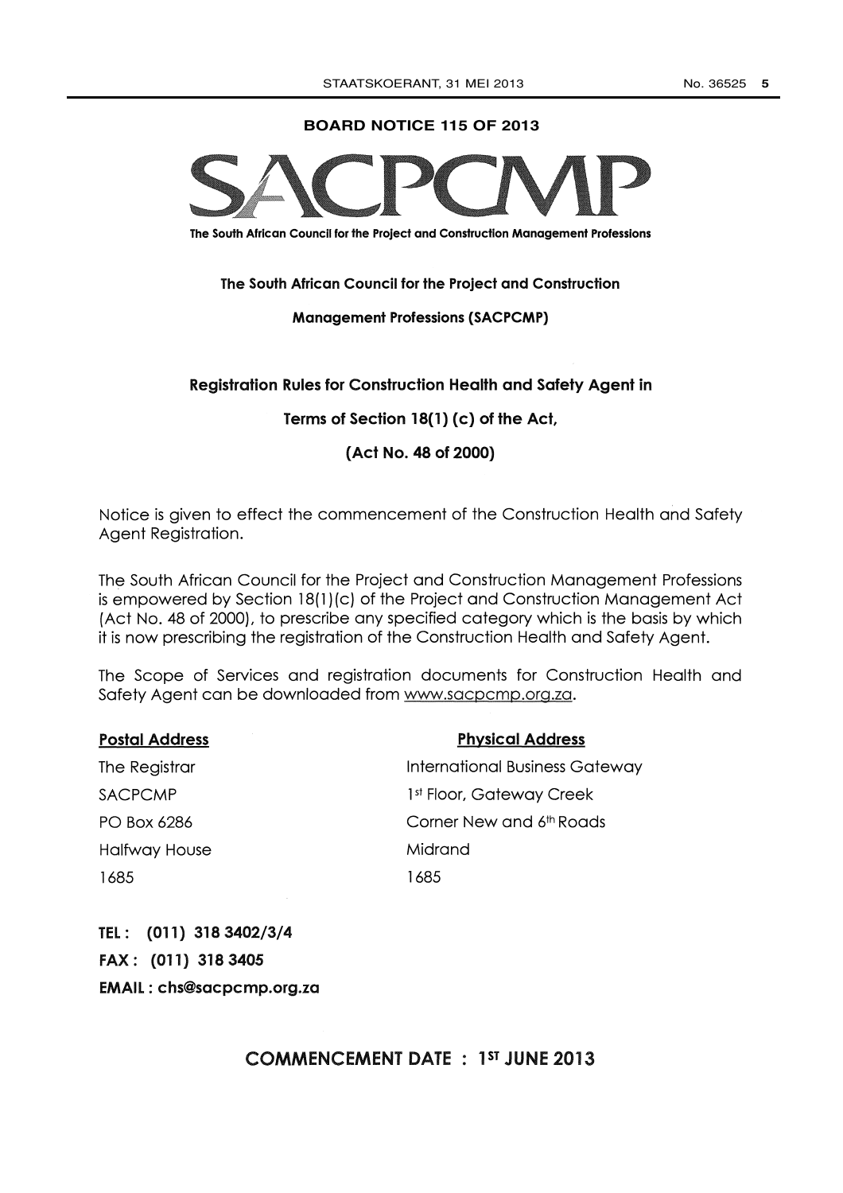## BOARD NOTICE 115 OF 2013

# SACPCMP

The South African Council for the Project and Construction Management Professions

**The South African Council for the Project and Construction Management Professions (SACPCMP)**

**Registration Rules for Construction Health and Safety Agent in Terms of Section 18(1) (c) of the Act, (Act No. 48 of 2000)**

Notice is given to effect the commencement of the Construction Health and Safety Agent Registration.

The South African Council for the Project and Construction Management Professions is empowered by Section 18(1)(c) of the Project and Construction Management Act (Act No. 48 of 2000), to prescribe any specified category which is the basis by which it is now prescribing the registration of the Construction Health and Safety Agent.

The Scope of Services and registration documents for Construction Health and Safety Agent can be downloaded from www.sacpcmp.org.za.

**Postal Address**

The Registrar
SACPCMP
PO Box 6286
Halfway House
1685

**Physical Address**

International Business Gateway
1st Floor, Gateway Creek
Corner New and 6th Roads
Midrand
1685

**TEL : (011) 318 3402/3/4**
**FAX : (011) 318 3405**
**EMAIL : chs@sacpcmp.org.za**

## COMMENCEMENT DATE : 1ST JUNE 2013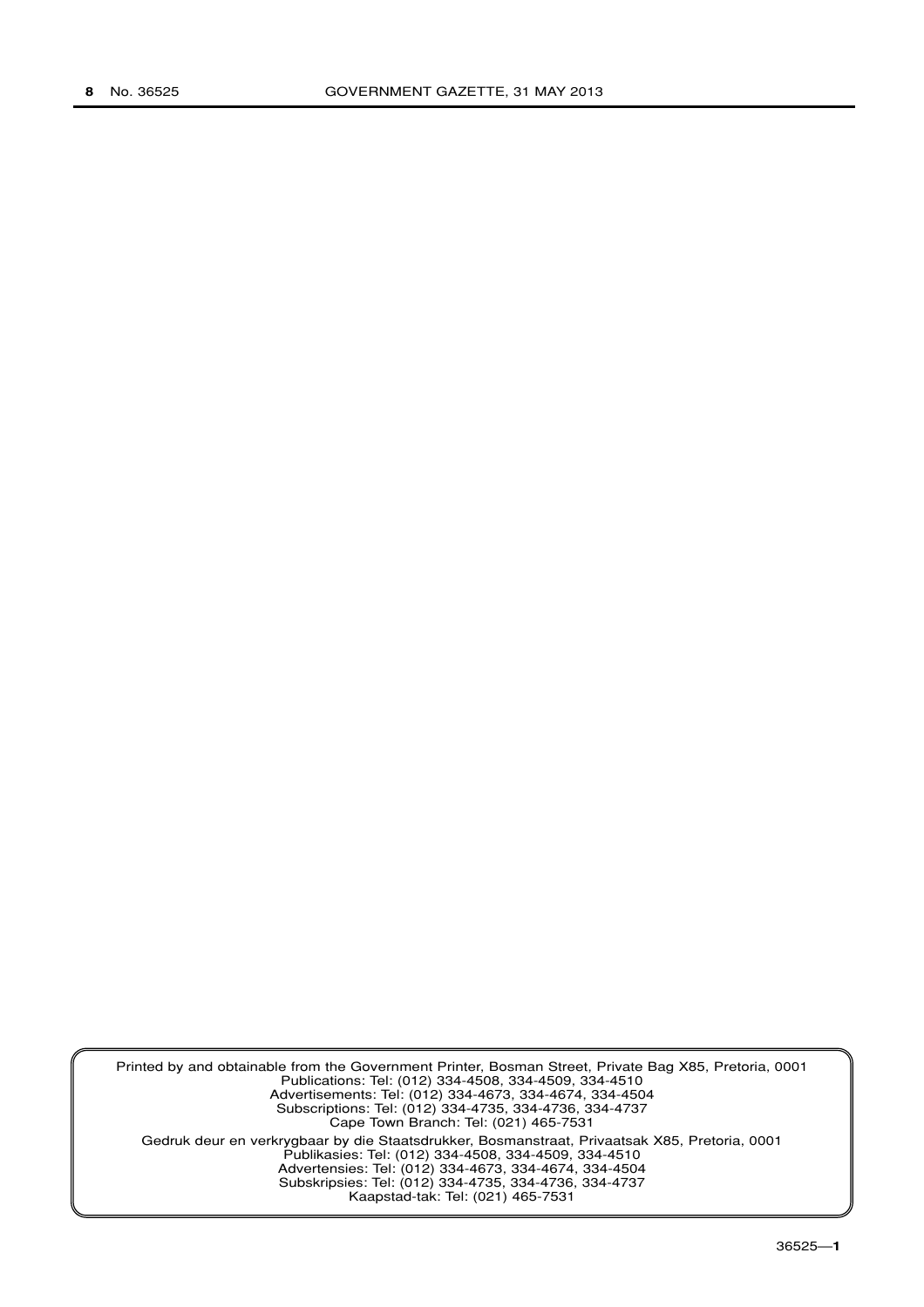Printed by and obtainable from the Government Printer, Bosman Street, Private Bag X85, Pretoria, 0001
Publications: Tel: (012) 334-4508, 334-4509, 334-4510
Advertisements: Tel: (012) 334-4673, 334-4674, 334-4504
Subscriptions: Tel: (012) 334-4735, 334-4736, 334-4737
Cape Town Branch: Tel: (021) 465-7531

Gedruk deur en verkrygbaar by die Staatsdrukker, Bosmanstraat, Privaatsak X85, Pretoria, 0001
Publikasies: Tel: (012) 334-4508, 334-4509, 334-4510
Advertensies: Tel: (012) 334-4673, 334-4674, 334-4504
Subskripsies: Tel: (012) 334-4735, 334-4736, 334-4737
Kaapstad-tak: Tel: (021) 465-7531